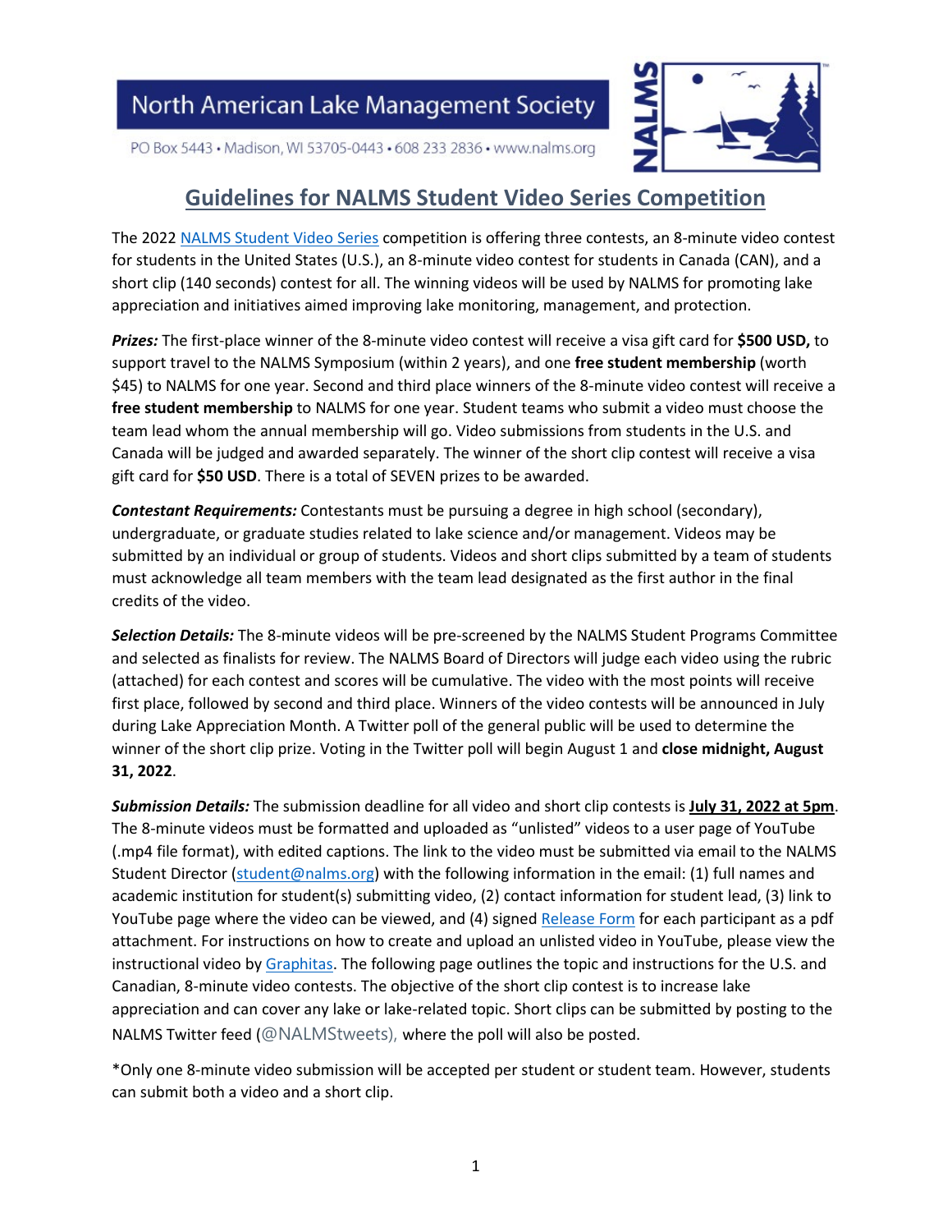North American Lake Management Society

PO Box 5443 • Madison, WI 53705-0443 • 608 233 2836 • www.nalms.org

# Guidelines for NALMS Student Video Series Competition

The 2022 NALMS Student Video Series competition is offering three contests, an 8-minute video contest for students in the United States (U.S.), an 8-minute video contest for students in Canada (CAN), and a short clip (140 seconds) contest for all. The winning videos will be used by NALMS for promoting lake appreciation and initiatives aimed improving lake monitoring, management, and protection.

***Prizes:*** The first-place winner of the 8-minute video contest will receive a visa gift card for **$500 USD,** to support travel to the NALMS Symposium (within 2 years), and one **free student membership** (worth $45) to NALMS for one year. Second and third place winners of the 8-minute video contest will receive a **free student membership** to NALMS for one year. Student teams who submit a video must choose the team lead whom the annual membership will go. Video submissions from students in the U.S. and Canada will be judged and awarded separately. The winner of the short clip contest will receive a visa gift card for **$50 USD**. There is a total of SEVEN prizes to be awarded.

***Contestant Requirements:*** Contestants must be pursuing a degree in high school (secondary), undergraduate, or graduate studies related to lake science and/or management. Videos may be submitted by an individual or group of students. Videos and short clips submitted by a team of students must acknowledge all team members with the team lead designated as the first author in the final credits of the video.

***Selection Details:*** The 8-minute videos will be pre-screened by the NALMS Student Programs Committee and selected as finalists for review. The NALMS Board of Directors will judge each video using the rubric (attached) for each contest and scores will be cumulative. The video with the most points will receive first place, followed by second and third place. Winners of the video contests will be announced in July during Lake Appreciation Month. A Twitter poll of the general public will be used to determine the winner of the short clip prize. Voting in the Twitter poll will begin August 1 and **close midnight, August 31, 2022**.

***Submission Details:*** The submission deadline for all video and short clip contests is **July 31, 2022 at 5pm**. The 8-minute videos must be formatted and uploaded as "unlisted" videos to a user page of YouTube (.mp4 file format), with edited captions. The link to the video must be submitted via email to the NALMS Student Director (student@nalms.org) with the following information in the email: (1) full names and academic institution for student(s) submitting video, (2) contact information for student lead, (3) link to YouTube page where the video can be viewed, and (4) signed Release Form for each participant as a pdf attachment. For instructions on how to create and upload an unlisted video in YouTube, please view the instructional video by Graphitas. The following page outlines the topic and instructions for the U.S. and Canadian, 8-minute video contests. The objective of the short clip contest is to increase lake appreciation and can cover any lake or lake-related topic. Short clips can be submitted by posting to the NALMS Twitter feed (@NALMStweets), where the poll will also be posted.

*Only one 8-minute video submission will be accepted per student or student team. However, students can submit both a video and a short clip.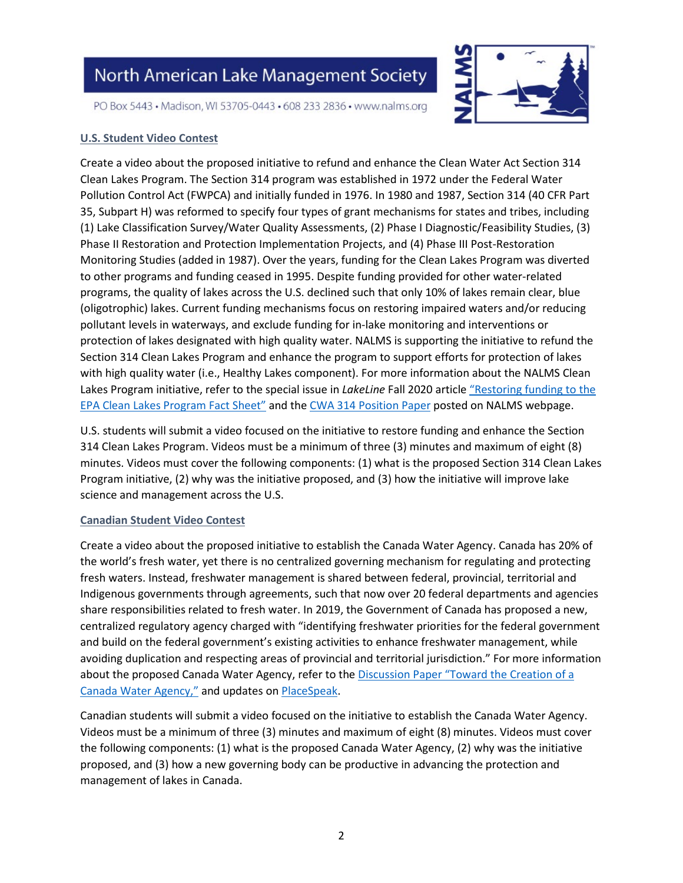## U.S. Student Video Contest

Create a video about the proposed initiative to refund and enhance the Clean Water Act Section 314 Clean Lakes Program. The Section 314 program was established in 1972 under the Federal Water Pollution Control Act (FWPCA) and initially funded in 1976. In 1980 and 1987, Section 314 (40 CFR Part 35, Subpart H) was reformed to specify four types of grant mechanisms for states and tribes, including (1) Lake Classification Survey/Water Quality Assessments, (2) Phase I Diagnostic/Feasibility Studies, (3) Phase II Restoration and Protection Implementation Projects, and (4) Phase III Post-Restoration Monitoring Studies (added in 1987). Over the years, funding for the Clean Lakes Program was diverted to other programs and funding ceased in 1995. Despite funding provided for other water-related programs, the quality of lakes across the U.S. declined such that only 10% of lakes remain clear, blue (oligotrophic) lakes. Current funding mechanisms focus on restoring impaired waters and/or reducing pollutant levels in waterways, and exclude funding for in-lake monitoring and interventions or protection of lakes designated with high quality water. NALMS is supporting the initiative to refund the Section 314 Clean Lakes Program and enhance the program to support efforts for protection of lakes with high quality water (i.e., Healthy Lakes component). For more information about the NALMS Clean Lakes Program initiative, refer to the special issue in *LakeLine* Fall 2020 article "Restoring funding to the EPA Clean Lakes Program Fact Sheet" and the CWA 314 Position Paper posted on NALMS webpage.

U.S. students will submit a video focused on the initiative to restore funding and enhance the Section 314 Clean Lakes Program. Videos must be a minimum of three (3) minutes and maximum of eight (8) minutes. Videos must cover the following components: (1) what is the proposed Section 314 Clean Lakes Program initiative, (2) why was the initiative proposed, and (3) how the initiative will improve lake science and management across the U.S.

## Canadian Student Video Contest

Create a video about the proposed initiative to establish the Canada Water Agency. Canada has 20% of the world's fresh water, yet there is no centralized governing mechanism for regulating and protecting fresh waters. Instead, freshwater management is shared between federal, provincial, territorial and Indigenous governments through agreements, such that now over 20 federal departments and agencies share responsibilities related to fresh water. In 2019, the Government of Canada has proposed a new, centralized regulatory agency charged with "identifying freshwater priorities for the federal government and build on the federal government's existing activities to enhance freshwater management, while avoiding duplication and respecting areas of provincial and territorial jurisdiction." For more information about the proposed Canada Water Agency, refer to the Discussion Paper "Toward the Creation of a Canada Water Agency," and updates on PlaceSpeak.

Canadian students will submit a video focused on the initiative to establish the Canada Water Agency. Videos must be a minimum of three (3) minutes and maximum of eight (8) minutes. Videos must cover the following components: (1) what is the proposed Canada Water Agency, (2) why was the initiative proposed, and (3) how a new governing body can be productive in advancing the protection and management of lakes in Canada.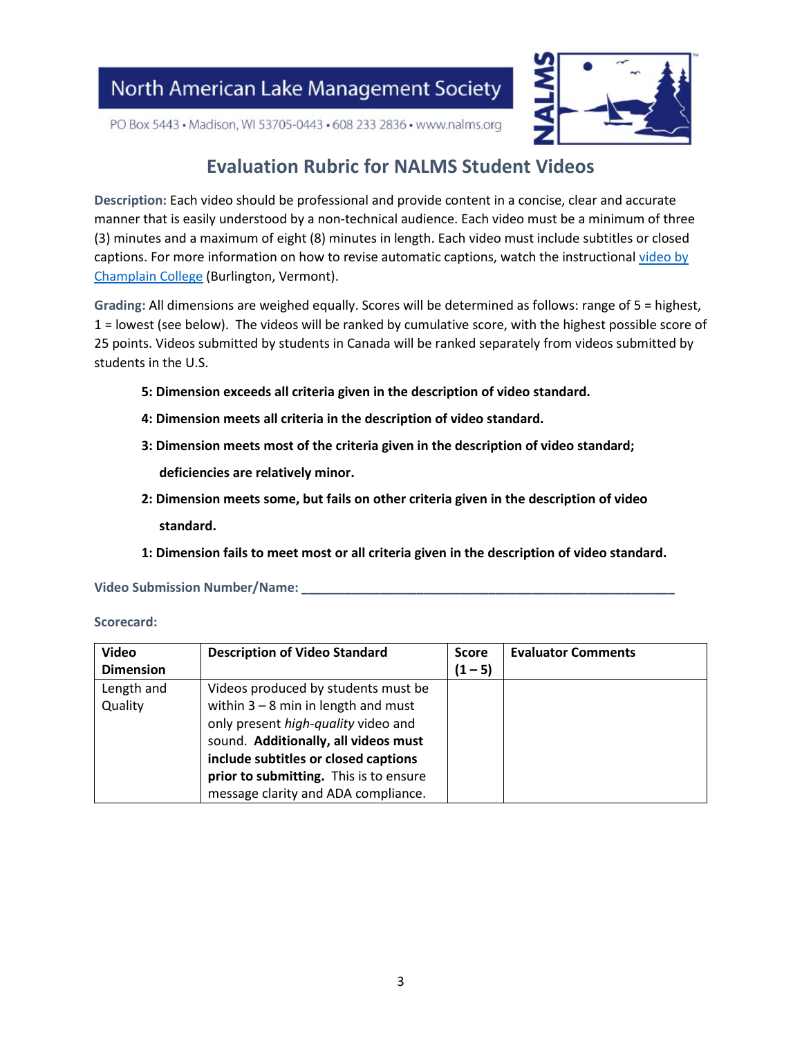North American Lake Management Society

PO Box 5443 • Madison, WI 53705-0443 • 608 233 2836 • www.nalms.org

## Evaluation Rubric for NALMS Student Videos

**Description:** Each video should be professional and provide content in a concise, clear and accurate manner that is easily understood by a non-technical audience. Each video must be a minimum of three (3) minutes and a maximum of eight (8) minutes in length. Each video must include subtitles or closed captions. For more information on how to revise automatic captions, watch the instructional video by Champlain College (Burlington, Vermont).

**Grading:** All dimensions are weighed equally. Scores will be determined as follows: range of 5 = highest, 1 = lowest (see below). The videos will be ranked by cumulative score, with the highest possible score of 25 points. Videos submitted by students in Canada will be ranked separately from videos submitted by students in the U.S.

**5: Dimension exceeds all criteria given in the description of video standard.**

**4: Dimension meets all criteria in the description of video standard.**

**3: Dimension meets most of the criteria given in the description of video standard; deficiencies are relatively minor.**

**2: Dimension meets some, but fails on other criteria given in the description of video standard.**

**1: Dimension fails to meet most or all criteria given in the description of video standard.**

**Video Submission Number/Name:** ______________________________________________________

**Scorecard:**

| Video Dimension | Description of Video Standard | Score (1 – 5) | Evaluator Comments |
|---|---|---|---|
| Length and Quality | Videos produced by students must be within 3 – 8 min in length and must only present *high-quality* video and sound. **Additionally, all videos must include subtitles or closed captions prior to submitting.** This is to ensure message clarity and ADA compliance. | | |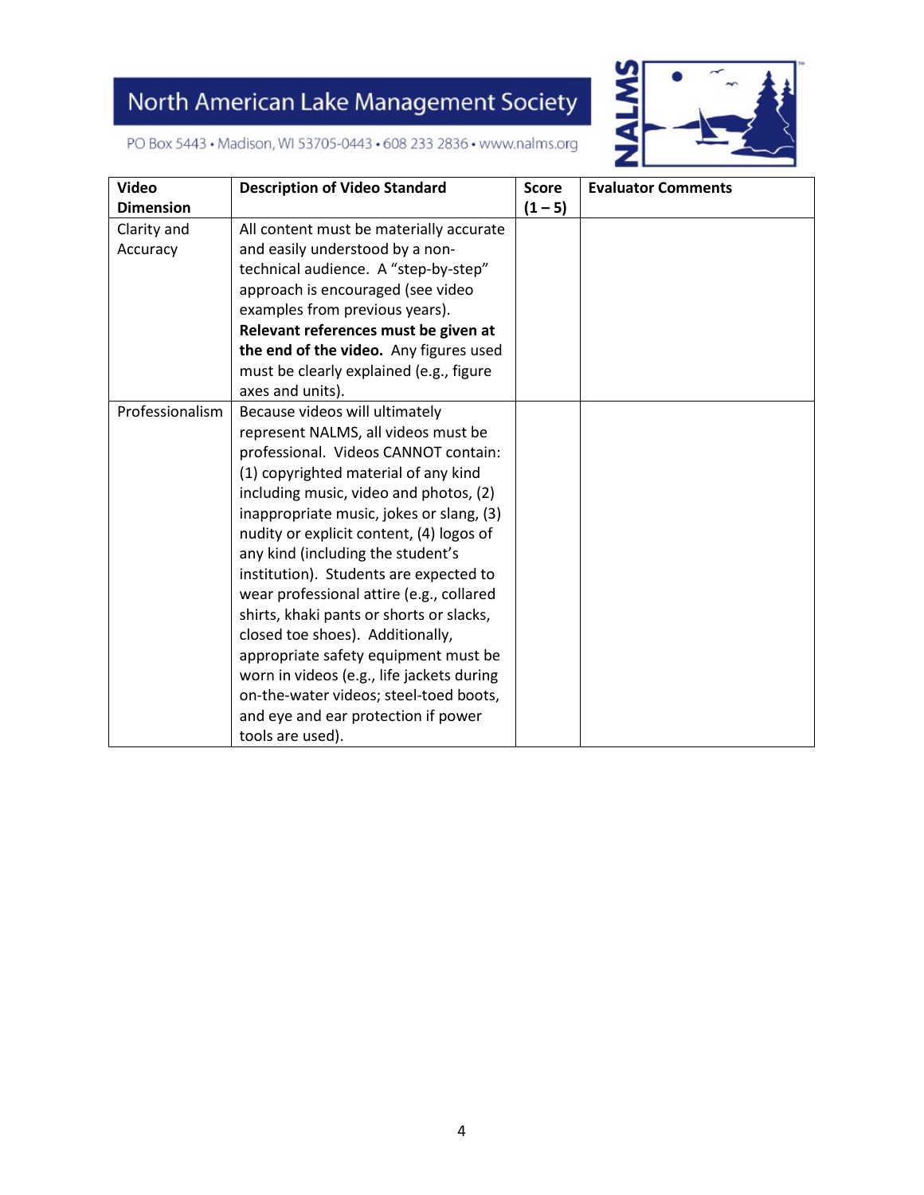| Video Dimension | Description of Video Standard | Score (1 – 5) | Evaluator Comments |
|---|---|---|---|
| Clarity and Accuracy | All content must be materially accurate and easily understood by a non-technical audience. A "step-by-step" approach is encouraged (see video examples from previous years). **Relevant references must be given at the end of the video.** Any figures used must be clearly explained (e.g., figure axes and units). | | |
| Professionalism | Because videos will ultimately represent NALMS, all videos must be professional. Videos CANNOT contain: (1) copyrighted material of any kind including music, video and photos, (2) inappropriate music, jokes or slang, (3) nudity or explicit content, (4) logos of any kind (including the student's institution). Students are expected to wear professional attire (e.g., collared shirts, khaki pants or shorts or slacks, closed toe shoes). Additionally, appropriate safety equipment must be worn in videos (e.g., life jackets during on-the-water videos; steel-toed boots, and eye and ear protection if power tools are used). | | |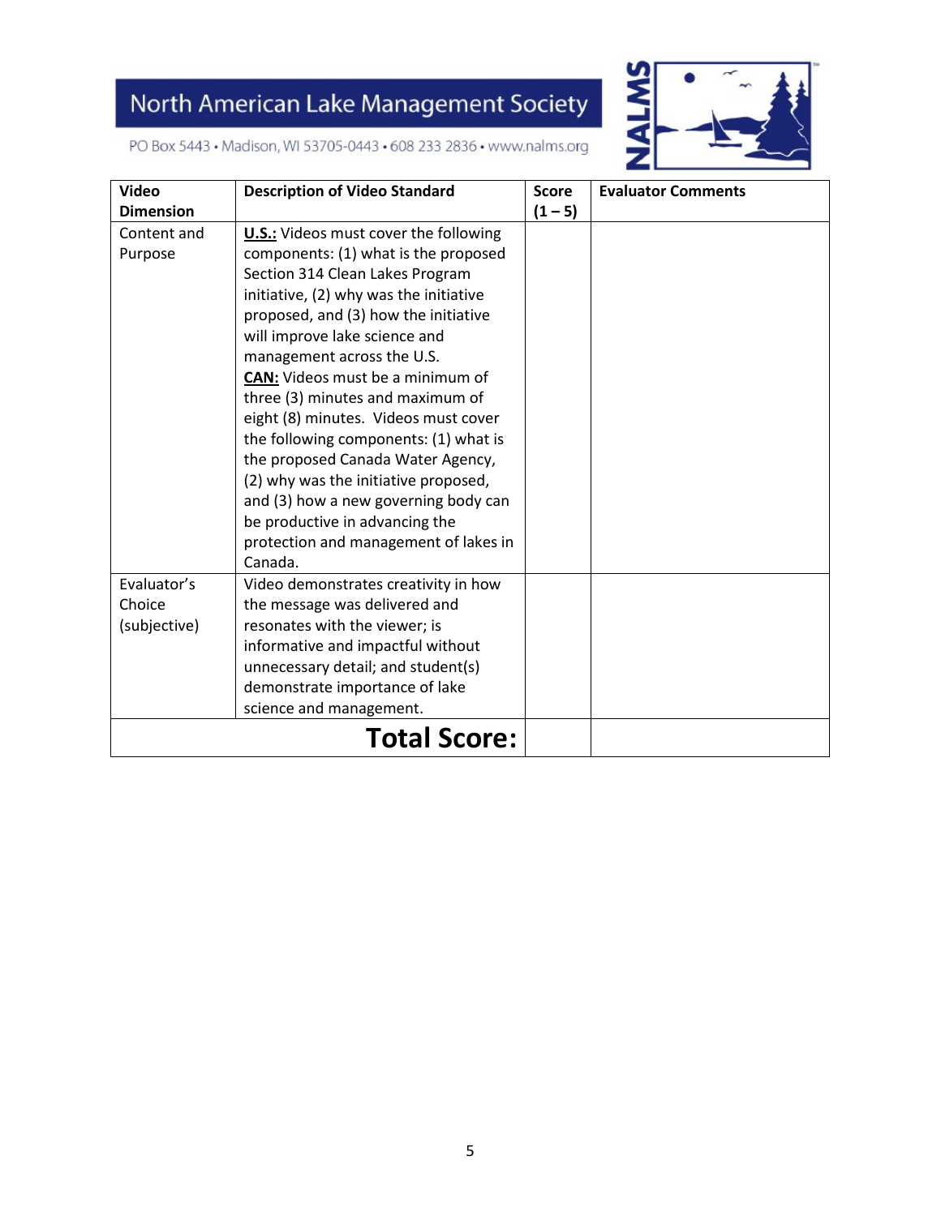North American Lake Management Society

PO Box 5443 • Madison, WI 53705-0443 • 608 233 2836 • www.nalms.org

| Video Dimension | Description of Video Standard | Score (1 – 5) | Evaluator Comments |
|---|---|---|---|
| Content and Purpose | **U.S.:** Videos must cover the following components: (1) what is the proposed Section 314 Clean Lakes Program initiative, (2) why was the initiative proposed, and (3) how the initiative will improve lake science and management across the U.S. **CAN:** Videos must be a minimum of three (3) minutes and maximum of eight (8) minutes. Videos must cover the following components: (1) what is the proposed Canada Water Agency, (2) why was the initiative proposed, and (3) how a new governing body can be productive in advancing the protection and management of lakes in Canada. | | |
| Evaluator's Choice (subjective) | Video demonstrates creativity in how the message was delivered and resonates with the viewer; is informative and impactful without unnecessary detail; and student(s) demonstrate importance of lake science and management. | | |
| | **Total Score:** | | |